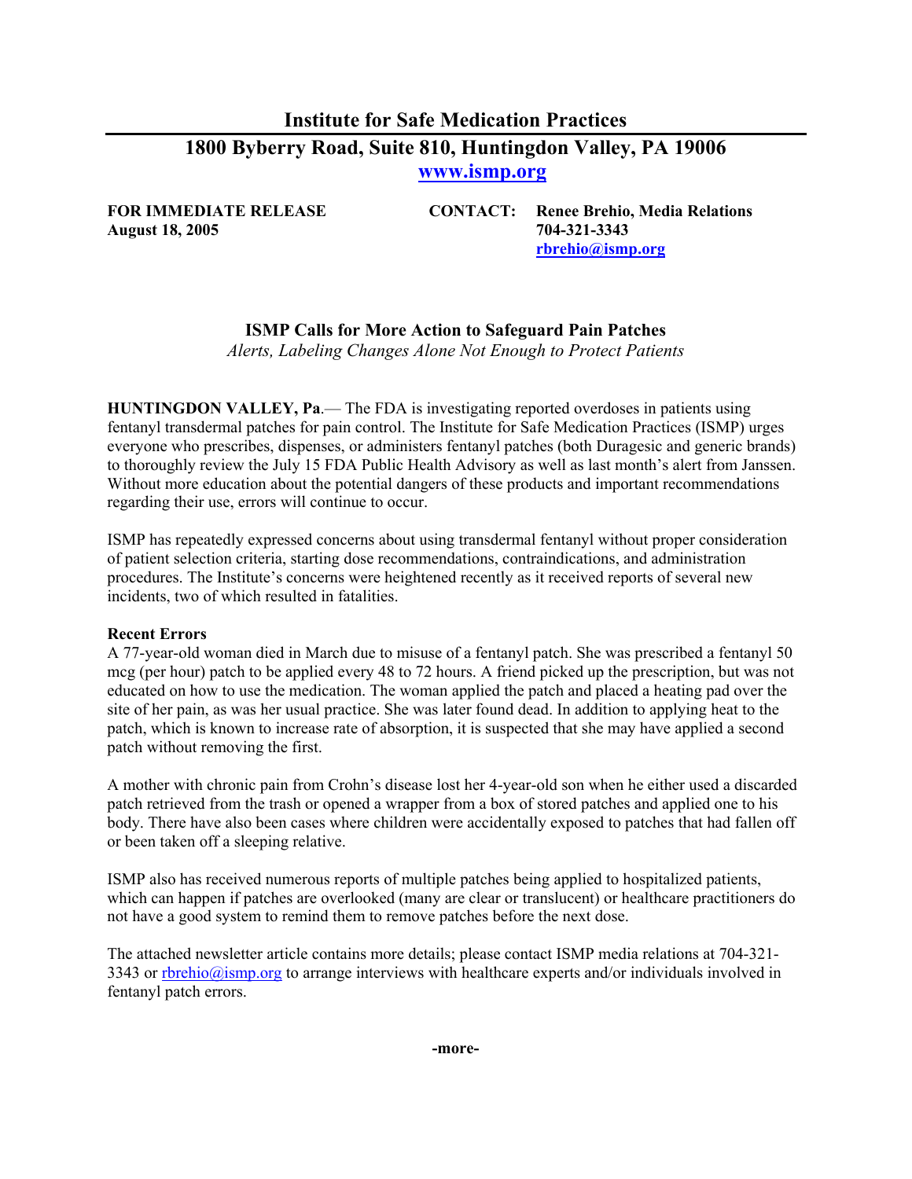# Institute for Safe Medication Practices

## 1800 Byberry Road, Suite 810, Huntingdon Valley, PA 19006

[www.ismp.org](http://www.ismp.org)

**FOR IMMEDIATE RELEASE**
**August 18, 2005**

**CONTACT: Renee Brehio, Media Relations**
**704-321-3343**
**rbrehio@ismp.org**

### ISMP Calls for More Action to Safeguard Pain Patches

*Alerts, Labeling Changes Alone Not Enough to Protect Patients*

**HUNTINGDON VALLEY, Pa**.— The FDA is investigating reported overdoses in patients using fentanyl transdermal patches for pain control. The Institute for Safe Medication Practices (ISMP) urges everyone who prescribes, dispenses, or administers fentanyl patches (both Duragesic and generic brands) to thoroughly review the July 15 FDA Public Health Advisory as well as last month's alert from Janssen. Without more education about the potential dangers of these products and important recommendations regarding their use, errors will continue to occur.

ISMP has repeatedly expressed concerns about using transdermal fentanyl without proper consideration of patient selection criteria, starting dose recommendations, contraindications, and administration procedures. The Institute's concerns were heightened recently as it received reports of several new incidents, two of which resulted in fatalities.

**Recent Errors**

A 77-year-old woman died in March due to misuse of a fentanyl patch. She was prescribed a fentanyl 50 mcg (per hour) patch to be applied every 48 to 72 hours. A friend picked up the prescription, but was not educated on how to use the medication. The woman applied the patch and placed a heating pad over the site of her pain, as was her usual practice. She was later found dead. In addition to applying heat to the patch, which is known to increase rate of absorption, it is suspected that she may have applied a second patch without removing the first.

A mother with chronic pain from Crohn's disease lost her 4-year-old son when he either used a discarded patch retrieved from the trash or opened a wrapper from a box of stored patches and applied one to his body. There have also been cases where children were accidentally exposed to patches that had fallen off or been taken off a sleeping relative.

ISMP also has received numerous reports of multiple patches being applied to hospitalized patients, which can happen if patches are overlooked (many are clear or translucent) or healthcare practitioners do not have a good system to remind them to remove patches before the next dose.

The attached newsletter article contains more details; please contact ISMP media relations at 704-321-3343 or rbrehio@ismp.org to arrange interviews with healthcare experts and/or individuals involved in fentanyl patch errors.

-more-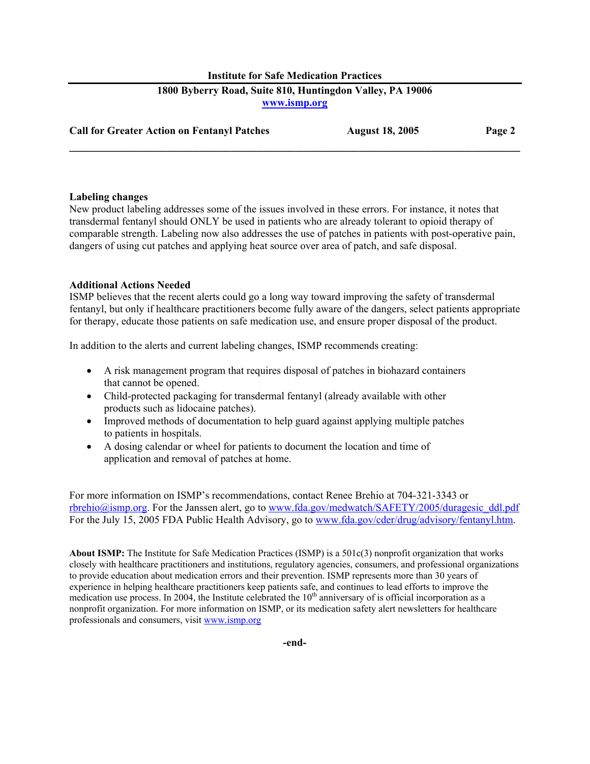**Labeling changes**

New product labeling addresses some of the issues involved in these errors. For instance, it notes that transdermal fentanyl should ONLY be used in patients who are already tolerant to opioid therapy of comparable strength. Labeling now also addresses the use of patches in patients with post-operative pain, dangers of using cut patches and applying heat source over area of patch, and safe disposal.

**Additional Actions Needed**

ISMP believes that the recent alerts could go a long way toward improving the safety of transdermal fentanyl, but only if healthcare practitioners become fully aware of the dangers, select patients appropriate for therapy, educate those patients on safe medication use, and ensure proper disposal of the product.

In addition to the alerts and current labeling changes, ISMP recommends creating:

- A risk management program that requires disposal of patches in biohazard containers that cannot be opened.
- Child-protected packaging for transdermal fentanyl (already available with other products such as lidocaine patches).
- Improved methods of documentation to help guard against applying multiple patches to patients in hospitals.
- A dosing calendar or wheel for patients to document the location and time of application and removal of patches at home.

For more information on ISMP's recommendations, contact Renee Brehio at 704-321-3343 or rbrehio@ismp.org. For the Janssen alert, go to www.fda.gov/medwatch/SAFETY/2005/duragesic_ddl.pdf For the July 15, 2005 FDA Public Health Advisory, go to www.fda.gov/cder/drug/advisory/fentanyl.htm.

**About ISMP:** The Institute for Safe Medication Practices (ISMP) is a 501c(3) nonprofit organization that works closely with healthcare practitioners and institutions, regulatory agencies, consumers, and professional organizations to provide education about medication errors and their prevention. ISMP represents more than 30 years of experience in helping healthcare practitioners keep patients safe, and continues to lead efforts to improve the medication use process. In 2004, the Institute celebrated the 10th anniversary of is official incorporation as a nonprofit organization. For more information on ISMP, or its medication safety alert newsletters for healthcare professionals and consumers, visit www.ismp.org

**-end-**